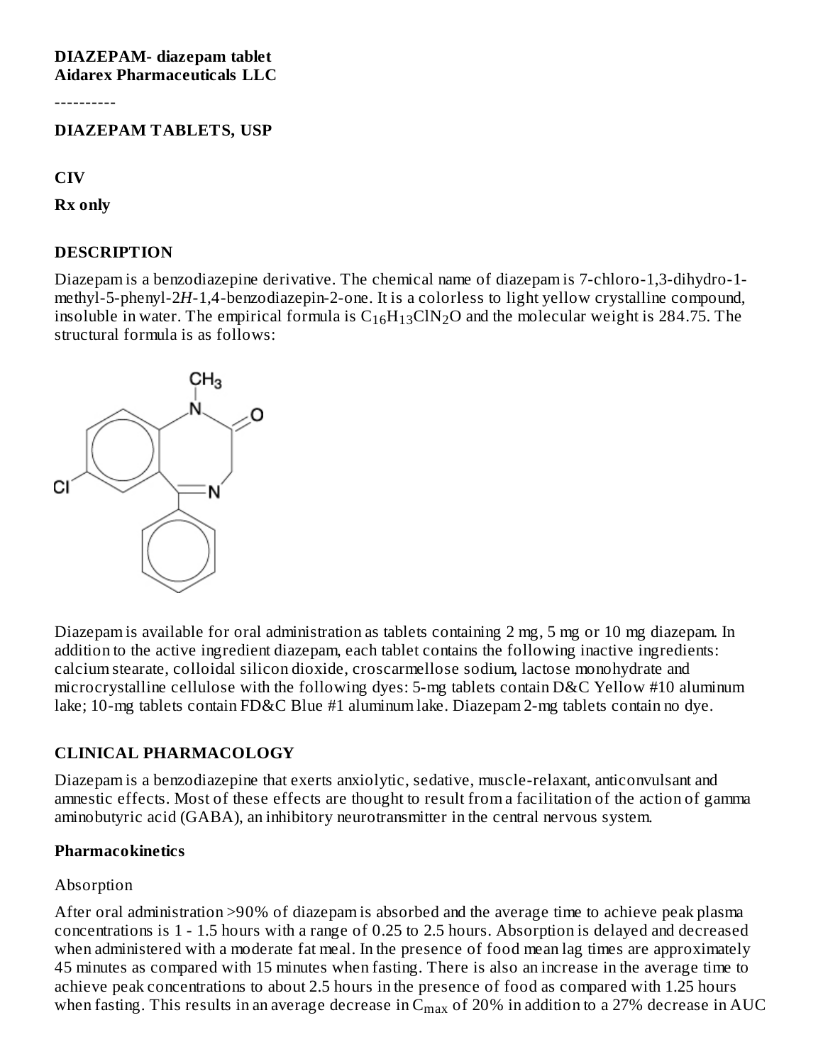**DIAZEPAM- diazepam tablet**
**Aidarex Pharmaceuticals LLC**

----------

**DIAZEPAM TABLETS, USP**

**CIV**

**Rx only**

## DESCRIPTION

Diazepam is a benzodiazepine derivative. The chemical name of diazepam is 7-chloro-1,3-dihydro-1-methyl-5-phenyl-2*H*-1,4-benzodiazepin-2-one. It is a colorless to light yellow crystalline compound, insoluble in water. The empirical formula is $C_{16}H_{13}ClN_2O$ and the molecular weight is 284.75. The structural formula is as follows:

Diazepam is available for oral administration as tablets containing 2 mg, 5 mg or 10 mg diazepam. In addition to the active ingredient diazepam, each tablet contains the following inactive ingredients: calcium stearate, colloidal silicon dioxide, croscarmellose sodium, lactose monohydrate and microcrystalline cellulose with the following dyes: 5-mg tablets contain D&C Yellow #10 aluminum lake; 10-mg tablets contain FD&C Blue #1 aluminum lake. Diazepam 2-mg tablets contain no dye.

## CLINICAL PHARMACOLOGY

Diazepam is a benzodiazepine that exerts anxiolytic, sedative, muscle-relaxant, anticonvulsant and amnestic effects. Most of these effects are thought to result from a facilitation of the action of gamma aminobutyric acid (GABA), an inhibitory neurotransmitter in the central nervous system.

### Pharmacokinetics

Absorption

After oral administration >90% of diazepam is absorbed and the average time to achieve peak plasma concentrations is 1 - 1.5 hours with a range of 0.25 to 2.5 hours. Absorption is delayed and decreased when administered with a moderate fat meal. In the presence of food mean lag times are approximately 45 minutes as compared with 15 minutes when fasting. There is also an increase in the average time to achieve peak concentrations to about 2.5 hours in the presence of food as compared with 1.25 hours when fasting. This results in an average decrease in $C_{max}$ of 20% in addition to a 27% decrease in AUC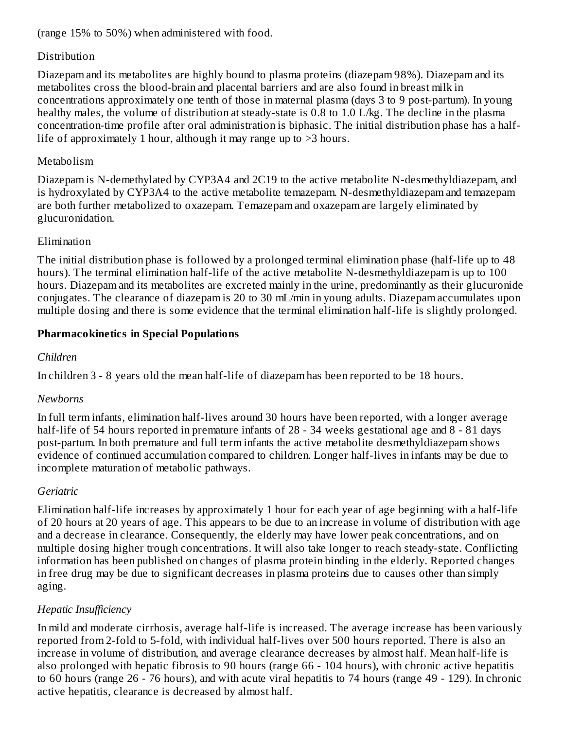(range 15% to 50%) when administered with food.

Distribution

Diazepam and its metabolites are highly bound to plasma proteins (diazepam 98%). Diazepam and its metabolites cross the blood-brain and placental barriers and are also found in breast milk in concentrations approximately one tenth of those in maternal plasma (days 3 to 9 post-partum). In young healthy males, the volume of distribution at steady-state is 0.8 to 1.0 L/kg. The decline in the plasma concentration-time profile after oral administration is biphasic. The initial distribution phase has a half-life of approximately 1 hour, although it may range up to >3 hours.

Metabolism

Diazepam is N-demethylated by CYP3A4 and 2C19 to the active metabolite N-desmethyldiazepam, and is hydroxylated by CYP3A4 to the active metabolite temazepam. N-desmethyldiazepam and temazepam are both further metabolized to oxazepam. Temazepam and oxazepam are largely eliminated by glucuronidation.

Elimination

The initial distribution phase is followed by a prolonged terminal elimination phase (half-life up to 48 hours). The terminal elimination half-life of the active metabolite N-desmethyldiazepam is up to 100 hours. Diazepam and its metabolites are excreted mainly in the urine, predominantly as their glucuronide conjugates. The clearance of diazepam is 20 to 30 mL/min in young adults. Diazepam accumulates upon multiple dosing and there is some evidence that the terminal elimination half-life is slightly prolonged.

**Pharmacokinetics in Special Populations**

*Children*

In children 3 - 8 years old the mean half-life of diazepam has been reported to be 18 hours.

*Newborns*

In full term infants, elimination half-lives around 30 hours have been reported, with a longer average half-life of 54 hours reported in premature infants of 28 - 34 weeks gestational age and 8 - 81 days post-partum. In both premature and full term infants the active metabolite desmethyldiazepam shows evidence of continued accumulation compared to children. Longer half-lives in infants may be due to incomplete maturation of metabolic pathways.

*Geriatric*

Elimination half-life increases by approximately 1 hour for each year of age beginning with a half-life of 20 hours at 20 years of age. This appears to be due to an increase in volume of distribution with age and a decrease in clearance. Consequently, the elderly may have lower peak concentrations, and on multiple dosing higher trough concentrations. It will also take longer to reach steady-state. Conflicting information has been published on changes of plasma protein binding in the elderly. Reported changes in free drug may be due to significant decreases in plasma proteins due to causes other than simply aging.

*Hepatic Insufficiency*

In mild and moderate cirrhosis, average half-life is increased. The average increase has been variously reported from 2-fold to 5-fold, with individual half-lives over 500 hours reported. There is also an increase in volume of distribution, and average clearance decreases by almost half. Mean half-life is also prolonged with hepatic fibrosis to 90 hours (range 66 - 104 hours), with chronic active hepatitis to 60 hours (range 26 - 76 hours), and with acute viral hepatitis to 74 hours (range 49 - 129). In chronic active hepatitis, clearance is decreased by almost half.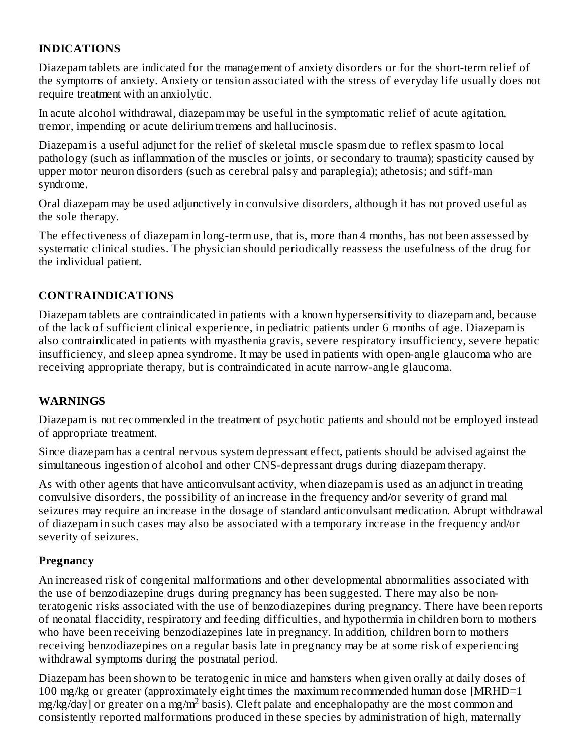## INDICATIONS

Diazepam tablets are indicated for the management of anxiety disorders or for the short-term relief of the symptoms of anxiety. Anxiety or tension associated with the stress of everyday life usually does not require treatment with an anxiolytic.

In acute alcohol withdrawal, diazepam may be useful in the symptomatic relief of acute agitation, tremor, impending or acute delirium tremens and hallucinosis.

Diazepam is a useful adjunct for the relief of skeletal muscle spasm due to reflex spasm to local pathology (such as inflammation of the muscles or joints, or secondary to trauma); spasticity caused by upper motor neuron disorders (such as cerebral palsy and paraplegia); athetosis; and stiff-man syndrome.

Oral diazepam may be used adjunctively in convulsive disorders, although it has not proved useful as the sole therapy.

The effectiveness of diazepam in long-term use, that is, more than 4 months, has not been assessed by systematic clinical studies. The physician should periodically reassess the usefulness of the drug for the individual patient.

## CONTRAINDICATIONS

Diazepam tablets are contraindicated in patients with a known hypersensitivity to diazepam and, because of the lack of sufficient clinical experience, in pediatric patients under 6 months of age. Diazepam is also contraindicated in patients with myasthenia gravis, severe respiratory insufficiency, severe hepatic insufficiency, and sleep apnea syndrome. It may be used in patients with open-angle glaucoma who are receiving appropriate therapy, but is contraindicated in acute narrow-angle glaucoma.

## WARNINGS

Diazepam is not recommended in the treatment of psychotic patients and should not be employed instead of appropriate treatment.

Since diazepam has a central nervous system depressant effect, patients should be advised against the simultaneous ingestion of alcohol and other CNS-depressant drugs during diazepam therapy.

As with other agents that have anticonvulsant activity, when diazepam is used as an adjunct in treating convulsive disorders, the possibility of an increase in the frequency and/or severity of grand mal seizures may require an increase in the dosage of standard anticonvulsant medication. Abrupt withdrawal of diazepam in such cases may also be associated with a temporary increase in the frequency and/or severity of seizures.

### Pregnancy

An increased risk of congenital malformations and other developmental abnormalities associated with the use of benzodiazepine drugs during pregnancy has been suggested. There may also be non-teratogenic risks associated with the use of benzodiazepines during pregnancy. There have been reports of neonatal flaccidity, respiratory and feeding difficulties, and hypothermia in children born to mothers who have been receiving benzodiazepines late in pregnancy. In addition, children born to mothers receiving benzodiazepines on a regular basis late in pregnancy may be at some risk of experiencing withdrawal symptoms during the postnatal period.

Diazepam has been shown to be teratogenic in mice and hamsters when given orally at daily doses of 100 mg/kg or greater (approximately eight times the maximum recommended human dose [MRHD=1 mg/kg/day] or greater on a mg/$m^2$ basis). Cleft palate and encephalopathy are the most common and consistently reported malformations produced in these species by administration of high, maternally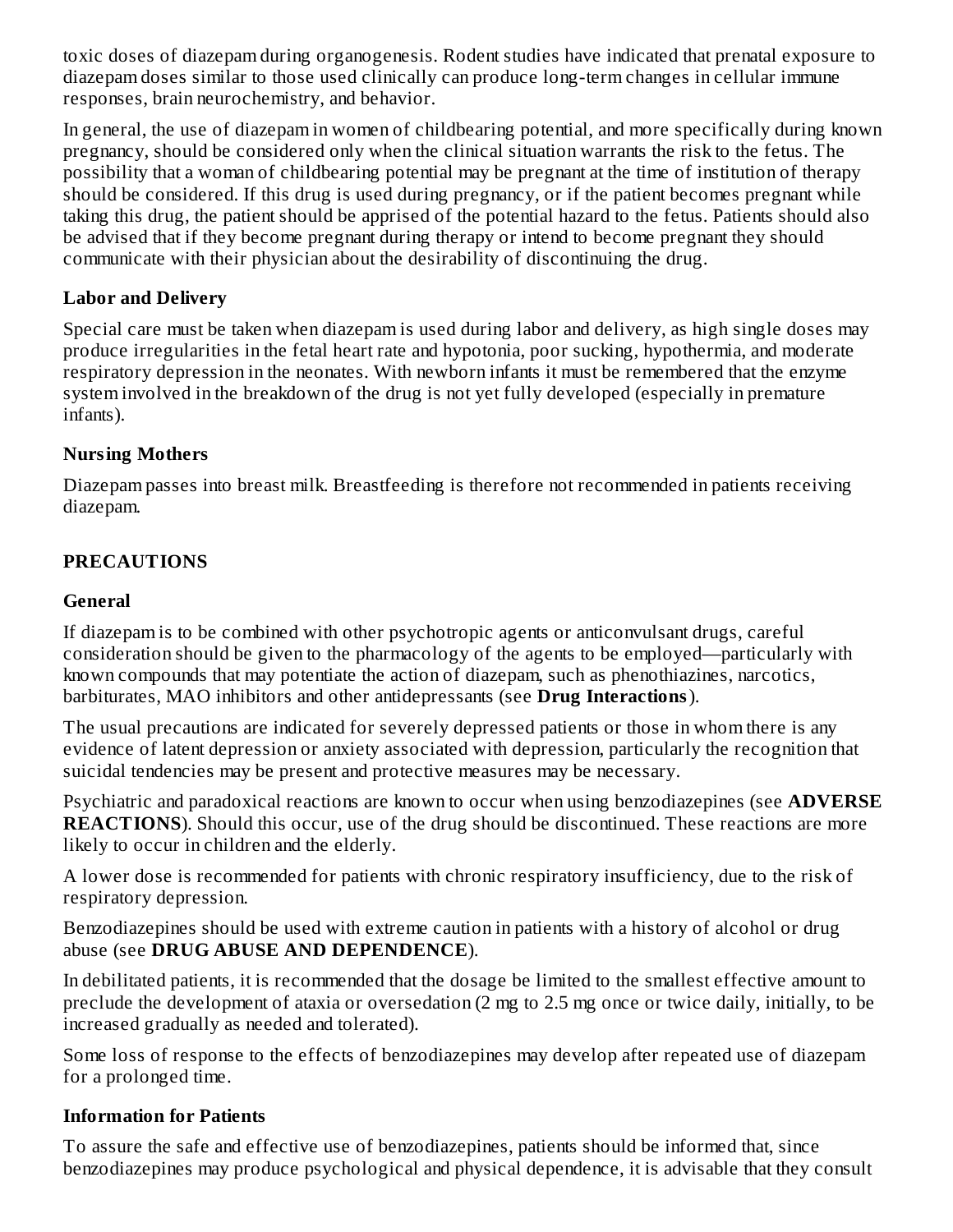toxic doses of diazepam during organogenesis. Rodent studies have indicated that prenatal exposure to diazepam doses similar to those used clinically can produce long-term changes in cellular immune responses, brain neurochemistry, and behavior.

In general, the use of diazepam in women of childbearing potential, and more specifically during known pregnancy, should be considered only when the clinical situation warrants the risk to the fetus. The possibility that a woman of childbearing potential may be pregnant at the time of institution of therapy should be considered. If this drug is used during pregnancy, or if the patient becomes pregnant while taking this drug, the patient should be apprised of the potential hazard to the fetus. Patients should also be advised that if they become pregnant during therapy or intend to become pregnant they should communicate with their physician about the desirability of discontinuing the drug.

### Labor and Delivery

Special care must be taken when diazepam is used during labor and delivery, as high single doses may produce irregularities in the fetal heart rate and hypotonia, poor sucking, hypothermia, and moderate respiratory depression in the neonates. With newborn infants it must be remembered that the enzyme system involved in the breakdown of the drug is not yet fully developed (especially in premature infants).

### Nursing Mothers

Diazepam passes into breast milk. Breastfeeding is therefore not recommended in patients receiving diazepam.

## PRECAUTIONS

### General

If diazepam is to be combined with other psychotropic agents or anticonvulsant drugs, careful consideration should be given to the pharmacology of the agents to be employed—particularly with known compounds that may potentiate the action of diazepam, such as phenothiazines, narcotics, barbiturates, MAO inhibitors and other antidepressants (see **Drug Interactions**).

The usual precautions are indicated for severely depressed patients or those in whom there is any evidence of latent depression or anxiety associated with depression, particularly the recognition that suicidal tendencies may be present and protective measures may be necessary.

Psychiatric and paradoxical reactions are known to occur when using benzodiazepines (see **ADVERSE REACTIONS**). Should this occur, use of the drug should be discontinued. These reactions are more likely to occur in children and the elderly.

A lower dose is recommended for patients with chronic respiratory insufficiency, due to the risk of respiratory depression.

Benzodiazepines should be used with extreme caution in patients with a history of alcohol or drug abuse (see **DRUG ABUSE AND DEPENDENCE**).

In debilitated patients, it is recommended that the dosage be limited to the smallest effective amount to preclude the development of ataxia or oversedation (2 mg to 2.5 mg once or twice daily, initially, to be increased gradually as needed and tolerated).

Some loss of response to the effects of benzodiazepines may develop after repeated use of diazepam for a prolonged time.

### Information for Patients

To assure the safe and effective use of benzodiazepines, patients should be informed that, since benzodiazepines may produce psychological and physical dependence, it is advisable that they consult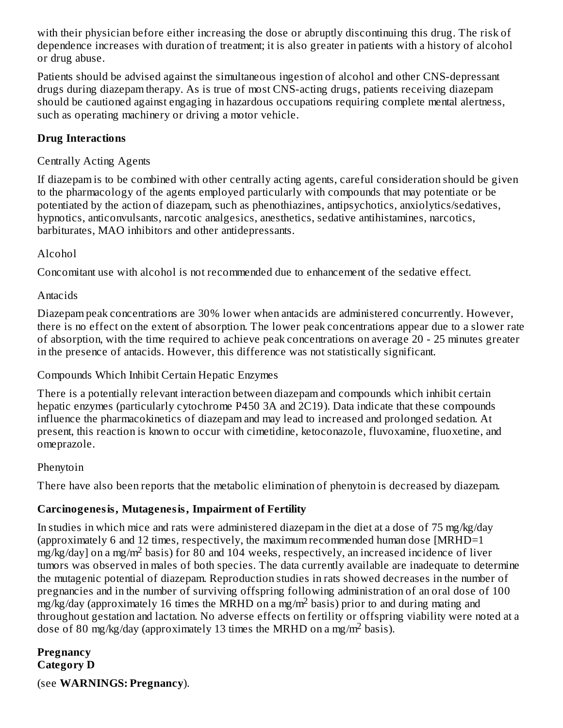with their physician before either increasing the dose or abruptly discontinuing this drug. The risk of dependence increases with duration of treatment; it is also greater in patients with a history of alcohol or drug abuse.

Patients should be advised against the simultaneous ingestion of alcohol and other CNS-depressant drugs during diazepam therapy. As is true of most CNS-acting drugs, patients receiving diazepam should be cautioned against engaging in hazardous occupations requiring complete mental alertness, such as operating machinery or driving a motor vehicle.

### Drug Interactions

Centrally Acting Agents

If diazepam is to be combined with other centrally acting agents, careful consideration should be given to the pharmacology of the agents employed particularly with compounds that may potentiate or be potentiated by the action of diazepam, such as phenothiazines, antipsychotics, anxiolytics/sedatives, hypnotics, anticonvulsants, narcotic analgesics, anesthetics, sedative antihistamines, narcotics, barbiturates, MAO inhibitors and other antidepressants.

Alcohol

Concomitant use with alcohol is not recommended due to enhancement of the sedative effect.

Antacids

Diazepam peak concentrations are 30% lower when antacids are administered concurrently. However, there is no effect on the extent of absorption. The lower peak concentrations appear due to a slower rate of absorption, with the time required to achieve peak concentrations on average 20 - 25 minutes greater in the presence of antacids. However, this difference was not statistically significant.

Compounds Which Inhibit Certain Hepatic Enzymes

There is a potentially relevant interaction between diazepam and compounds which inhibit certain hepatic enzymes (particularly cytochrome P450 3A and 2C19). Data indicate that these compounds influence the pharmacokinetics of diazepam and may lead to increased and prolonged sedation. At present, this reaction is known to occur with cimetidine, ketoconazole, fluvoxamine, fluoxetine, and omeprazole.

Phenytoin

There have also been reports that the metabolic elimination of phenytoin is decreased by diazepam.

### Carcinogenesis, Mutagenesis, Impairment of Fertility

In studies in which mice and rats were administered diazepam in the diet at a dose of 75 mg/kg/day (approximately 6 and 12 times, respectively, the maximum recommended human dose [MRHD=1 mg/kg/day] on a $mg/m^2$ basis) for 80 and 104 weeks, respectively, an increased incidence of liver tumors was observed in males of both species. The data currently available are inadequate to determine the mutagenic potential of diazepam. Reproduction studies in rats showed decreases in the number of pregnancies and in the number of surviving offspring following administration of an oral dose of 100 mg/kg/day (approximately 16 times the MRHD on a $mg/m^2$ basis) prior to and during mating and throughout gestation and lactation. No adverse effects on fertility or offspring viability were noted at a dose of 80 mg/kg/day (approximately 13 times the MRHD on a $mg/m^2$ basis).

### Pregnancy
**Category D**

(see **WARNINGS: Pregnancy**).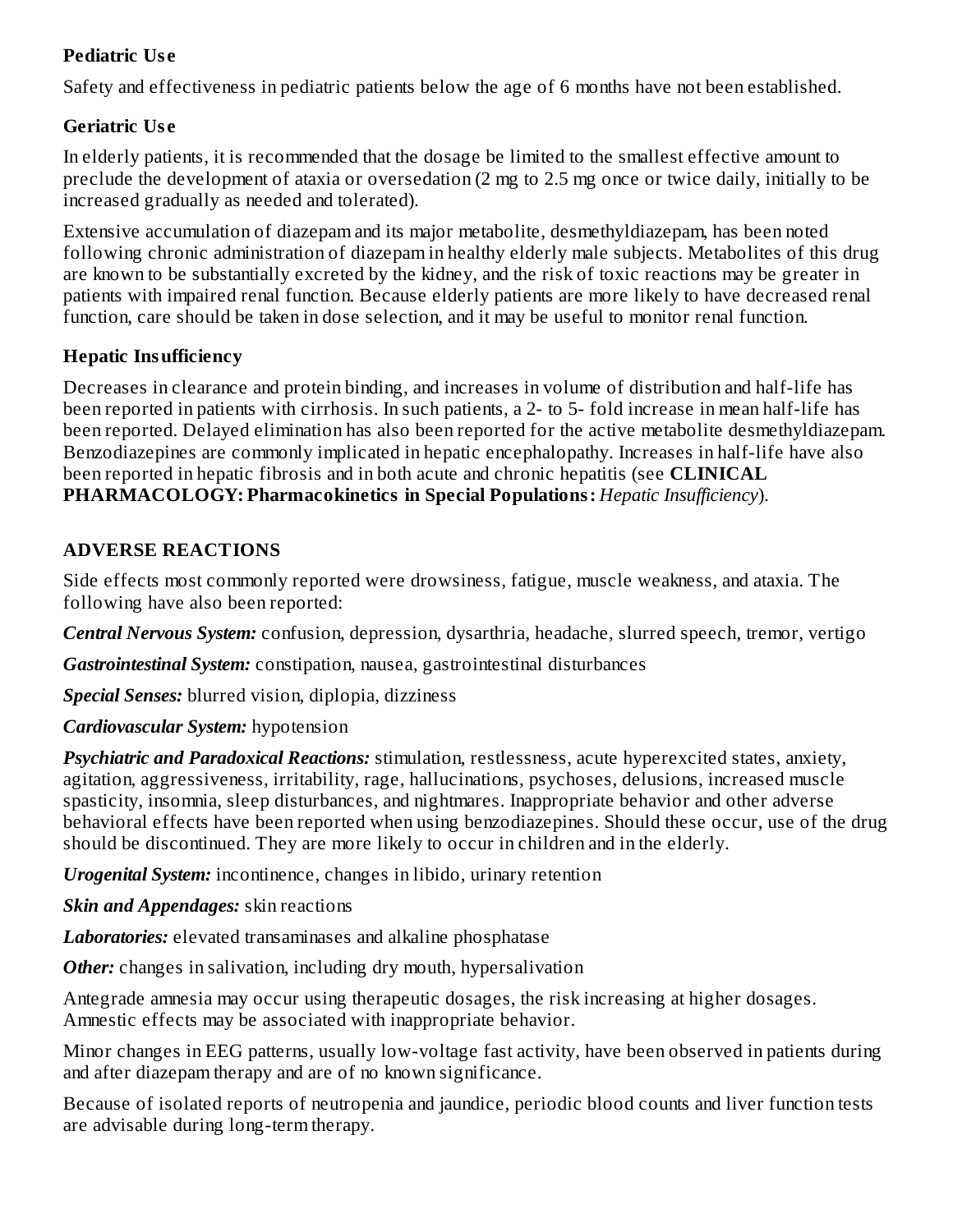### Pediatric Use

Safety and effectiveness in pediatric patients below the age of 6 months have not been established.

### Geriatric Use

In elderly patients, it is recommended that the dosage be limited to the smallest effective amount to preclude the development of ataxia or oversedation (2 mg to 2.5 mg once or twice daily, initially to be increased gradually as needed and tolerated).

Extensive accumulation of diazepam and its major metabolite, desmethyldiazepam, has been noted following chronic administration of diazepam in healthy elderly male subjects. Metabolites of this drug are known to be substantially excreted by the kidney, and the risk of toxic reactions may be greater in patients with impaired renal function. Because elderly patients are more likely to have decreased renal function, care should be taken in dose selection, and it may be useful to monitor renal function.

### Hepatic Insufficiency

Decreases in clearance and protein binding, and increases in volume of distribution and half-life has been reported in patients with cirrhosis. In such patients, a 2- to 5- fold increase in mean half-life has been reported. Delayed elimination has also been reported for the active metabolite desmethyldiazepam. Benzodiazepines are commonly implicated in hepatic encephalopathy. Increases in half-life have also been reported in hepatic fibrosis and in both acute and chronic hepatitis (see **CLINICAL PHARMACOLOGY: Pharmacokinetics in Special Populations:** *Hepatic Insufficiency*).

## ADVERSE REACTIONS

Side effects most commonly reported were drowsiness, fatigue, muscle weakness, and ataxia. The following have also been reported:

***Central Nervous System:*** confusion, depression, dysarthria, headache, slurred speech, tremor, vertigo

***Gastrointestinal System:*** constipation, nausea, gastrointestinal disturbances

***Special Senses:*** blurred vision, diplopia, dizziness

***Cardiovascular System:*** hypotension

***Psychiatric and Paradoxical Reactions:*** stimulation, restlessness, acute hyperexcited states, anxiety, agitation, aggressiveness, irritability, rage, hallucinations, psychoses, delusions, increased muscle spasticity, insomnia, sleep disturbances, and nightmares. Inappropriate behavior and other adverse behavioral effects have been reported when using benzodiazepines. Should these occur, use of the drug should be discontinued. They are more likely to occur in children and in the elderly.

***Urogenital System:*** incontinence, changes in libido, urinary retention

***Skin and Appendages:*** skin reactions

***Laboratories:*** elevated transaminases and alkaline phosphatase

***Other:*** changes in salivation, including dry mouth, hypersalivation

Antegrade amnesia may occur using therapeutic dosages, the risk increasing at higher dosages. Amnestic effects may be associated with inappropriate behavior.

Minor changes in EEG patterns, usually low-voltage fast activity, have been observed in patients during and after diazepam therapy and are of no known significance.

Because of isolated reports of neutropenia and jaundice, periodic blood counts and liver function tests are advisable during long-term therapy.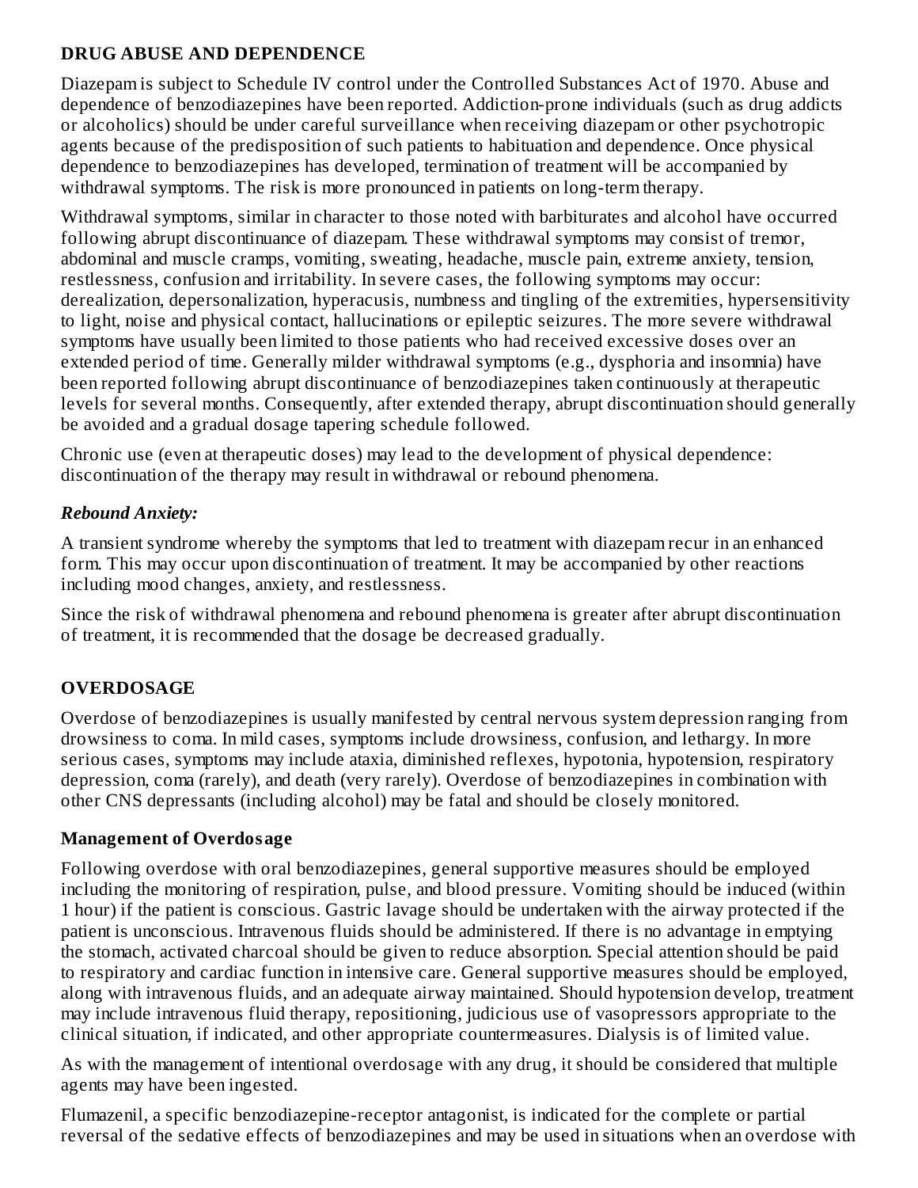## DRUG ABUSE AND DEPENDENCE

Diazepam is subject to Schedule IV control under the Controlled Substances Act of 1970. Abuse and dependence of benzodiazepines have been reported. Addiction-prone individuals (such as drug addicts or alcoholics) should be under careful surveillance when receiving diazepam or other psychotropic agents because of the predisposition of such patients to habituation and dependence. Once physical dependence to benzodiazepines has developed, termination of treatment will be accompanied by withdrawal symptoms. The risk is more pronounced in patients on long-term therapy.

Withdrawal symptoms, similar in character to those noted with barbiturates and alcohol have occurred following abrupt discontinuance of diazepam. These withdrawal symptoms may consist of tremor, abdominal and muscle cramps, vomiting, sweating, headache, muscle pain, extreme anxiety, tension, restlessness, confusion and irritability. In severe cases, the following symptoms may occur: derealization, depersonalization, hyperacusis, numbness and tingling of the extremities, hypersensitivity to light, noise and physical contact, hallucinations or epileptic seizures. The more severe withdrawal symptoms have usually been limited to those patients who had received excessive doses over an extended period of time. Generally milder withdrawal symptoms (e.g., dysphoria and insomnia) have been reported following abrupt discontinuance of benzodiazepines taken continuously at therapeutic levels for several months. Consequently, after extended therapy, abrupt discontinuation should generally be avoided and a gradual dosage tapering schedule followed.

Chronic use (even at therapeutic doses) may lead to the development of physical dependence: discontinuation of the therapy may result in withdrawal or rebound phenomena.

### *Rebound Anxiety:*

A transient syndrome whereby the symptoms that led to treatment with diazepam recur in an enhanced form. This may occur upon discontinuation of treatment. It may be accompanied by other reactions including mood changes, anxiety, and restlessness.

Since the risk of withdrawal phenomena and rebound phenomena is greater after abrupt discontinuation of treatment, it is recommended that the dosage be decreased gradually.

## OVERDOSAGE

Overdose of benzodiazepines is usually manifested by central nervous system depression ranging from drowsiness to coma. In mild cases, symptoms include drowsiness, confusion, and lethargy. In more serious cases, symptoms may include ataxia, diminished reflexes, hypotonia, hypotension, respiratory depression, coma (rarely), and death (very rarely). Overdose of benzodiazepines in combination with other CNS depressants (including alcohol) may be fatal and should be closely monitored.

### Management of Overdosage

Following overdose with oral benzodiazepines, general supportive measures should be employed including the monitoring of respiration, pulse, and blood pressure. Vomiting should be induced (within 1 hour) if the patient is conscious. Gastric lavage should be undertaken with the airway protected if the patient is unconscious. Intravenous fluids should be administered. If there is no advantage in emptying the stomach, activated charcoal should be given to reduce absorption. Special attention should be paid to respiratory and cardiac function in intensive care. General supportive measures should be employed, along with intravenous fluids, and an adequate airway maintained. Should hypotension develop, treatment may include intravenous fluid therapy, repositioning, judicious use of vasopressors appropriate to the clinical situation, if indicated, and other appropriate countermeasures. Dialysis is of limited value.

As with the management of intentional overdosage with any drug, it should be considered that multiple agents may have been ingested.

Flumazenil, a specific benzodiazepine-receptor antagonist, is indicated for the complete or partial reversal of the sedative effects of benzodiazepines and may be used in situations when an overdose with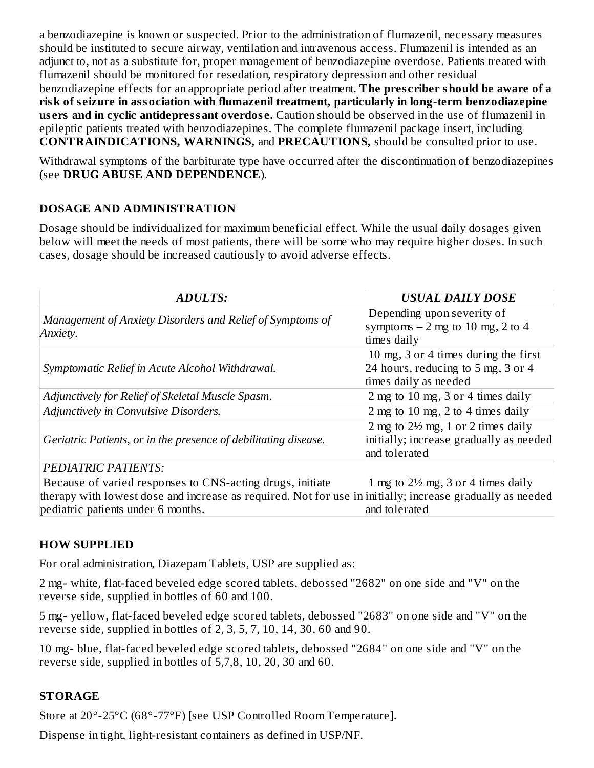a benzodiazepine is known or suspected. Prior to the administration of flumazenil, necessary measures should be instituted to secure airway, ventilation and intravenous access. Flumazenil is intended as an adjunct to, not as a substitute for, proper management of benzodiazepine overdose. Patients treated with flumazenil should be monitored for resedation, respiratory depression and other residual benzodiazepine effects for an appropriate period after treatment. **The prescriber should be aware of a risk of seizure in association with flumazenil treatment, particularly in long-term benzodiazepine users and in cyclic antidepressant overdose.** Caution should be observed in the use of flumazenil in epileptic patients treated with benzodiazepines. The complete flumazenil package insert, including **CONTRAINDICATIONS, WARNINGS,** and **PRECAUTIONS,** should be consulted prior to use.

Withdrawal symptoms of the barbiturate type have occurred after the discontinuation of benzodiazepines (see **DRUG ABUSE AND DEPENDENCE**).

## DOSAGE AND ADMINISTRATION

Dosage should be individualized for maximum beneficial effect. While the usual daily dosages given below will meet the needs of most patients, there will be some who may require higher doses. In such cases, dosage should be increased cautiously to avoid adverse effects.

| ***ADULTS:*** | ***USUAL DAILY DOSE*** |
|---|---|
| *Management of Anxiety Disorders and Relief of Symptoms of Anxiety.* | Depending upon severity of symptoms – 2 mg to 10 mg, 2 to 4 times daily |
| *Symptomatic Relief in Acute Alcohol Withdrawal.* | 10 mg, 3 or 4 times during the first 24 hours, reducing to 5 mg, 3 or 4 times daily as needed |
| *Adjunctively for Relief of Skeletal Muscle Spasm.* | 2 mg to 10 mg, 3 or 4 times daily |
| *Adjunctively in Convulsive Disorders.* | 2 mg to 10 mg, 2 to 4 times daily |
| *Geriatric Patients, or in the presence of debilitating disease.* | 2 mg to 2½ mg, 1 or 2 times daily initially; increase gradually as needed and tolerated |
| *PEDIATRIC PATIENTS:* Because of varied responses to CNS-acting drugs, initiate therapy with lowest dose and increase as required. Not for use in pediatric patients under 6 months. | 1 mg to 2½ mg, 3 or 4 times daily initially; increase gradually as needed and tolerated |

## HOW SUPPLIED

For oral administration, Diazepam Tablets, USP are supplied as:

2 mg- white, flat-faced beveled edge scored tablets, debossed "2682" on one side and "V" on the reverse side, supplied in bottles of 60 and 100.

5 mg- yellow, flat-faced beveled edge scored tablets, debossed "2683" on one side and "V" on the reverse side, supplied in bottles of 2, 3, 5, 7, 10, 14, 30, 60 and 90.

10 mg- blue, flat-faced beveled edge scored tablets, debossed "2684" on one side and "V" on the reverse side, supplied in bottles of 5,7,8, 10, 20, 30 and 60.

## STORAGE

Store at 20°-25°C (68°-77°F) [see USP Controlled Room Temperature].

Dispense in tight, light-resistant containers as defined in USP/NF.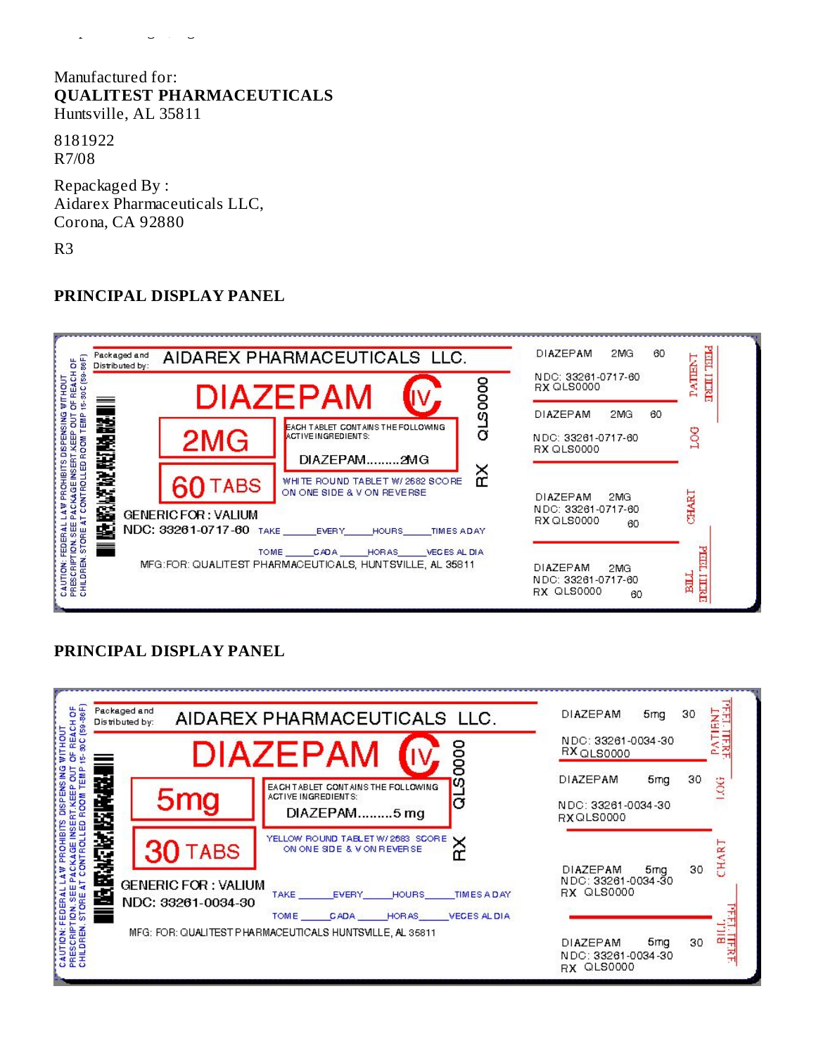Manufactured for:
**QUALITEST PHARMACEUTICALS**
Huntsville, AL 35811

8181922
R7/08

Repackaged By :
Aidarex Pharmaceuticals LLC,
Corona, CA 92880

R3

## PRINCIPAL DISPLAY PANEL

CAUTION: FEDERAL LAW PROHIBITS DISPENSING WITHOUT PRESCRIPTION. SEE PACKAGE INSERT. KEEP OUT OF REACH OF CHILDREN. STORE AT CONTROLLED ROOM TEMP 15-30C (59-86F)

Packaged and Distributed by: AIDAREX PHARMACEUTICALS LLC.

DIAZEPAM CIV

2MG

60 TABS

EACH TABLET CONTAINS THE FOLLOWING ACTIVE INGREDIENTS:

DIAZEPAM.........2MG

WHITE ROUND TABLET W/ 2682 SCORE ON ONE SIDE & V ON REVERSE

RX QLS0000

GENERIC FOR : VALIUM

NDC: 33261-0717-60

TAKE _____ EVERY _____ HOURS _____ TIMES A DAY

TOME _____ CADA _____ HORAS _____ VECES AL DIA

MFG:FOR: QUALITEST PHARMACEUTICALS, HUNTSVILLE, AL 35811

DIAZEPAM 2MG 60
NDC: 33261-0717-60
RX QLS0000
PATIENT PEEL HERE

DIAZEPAM 2MG 60
NDC: 33261-0717-60
RX QLS0000
LOG

DIAZEPAM 2MG
NDC: 33261-0717-60
RX QLS0000 60
CHART

DIAZEPAM 2MG
NDC: 33261-0717-60
RX QLS0000 60
BILL PEEL HERE

## PRINCIPAL DISPLAY PANEL

CAUTION: FEDERAL LAW PROHIBITS DISPENSING WITHOUT PRESCRIPTION. SEE PACKAGE INSERT. KEEP OUT OF REACH OF CHILDREN. STORE AT CONTROLLED ROOM TEMP 15-30C (59-86F)

Packaged and Distributed by: AIDAREX PHARMACEUTICALS LLC.

DIAZEPAM CIV

5mg

30 TABS

EACH TABLET CONTAINS THE FOLLOWING ACTIVE INGREDIENTS:

DIAZEPAM.........5 mg

YELLOW ROUND TABLET W/ 2683 SCORE ON ONE SIDE & V ON REVERSE

RX QLS0000

GENERIC FOR : VALIUM

NDC: 33261-0034-30

TAKE _____ EVERY _____ HOURS _____ TIMES A DAY

TOME _____ CADA _____ HORAS _____ VECES AL DIA

MFG: FOR: QUALITEST PHARMACEUTICALS HUNTSVILLE, AL 35811

DIAZEPAM 5mg 30
NDC: 33261-0034-30
RX QLS0000
PATIENT PEEL HERE

DIAZEPAM 5mg 30
NDC: 33261-0034-30
RX QLS0000
LOG

DIAZEPAM 5mg 30
NDC: 33261-0034-30
RX QLS0000
CHART

DIAZEPAM 5mg 30
NDC: 33261-0034-30
RX QLS0000
BILL PEEL HERE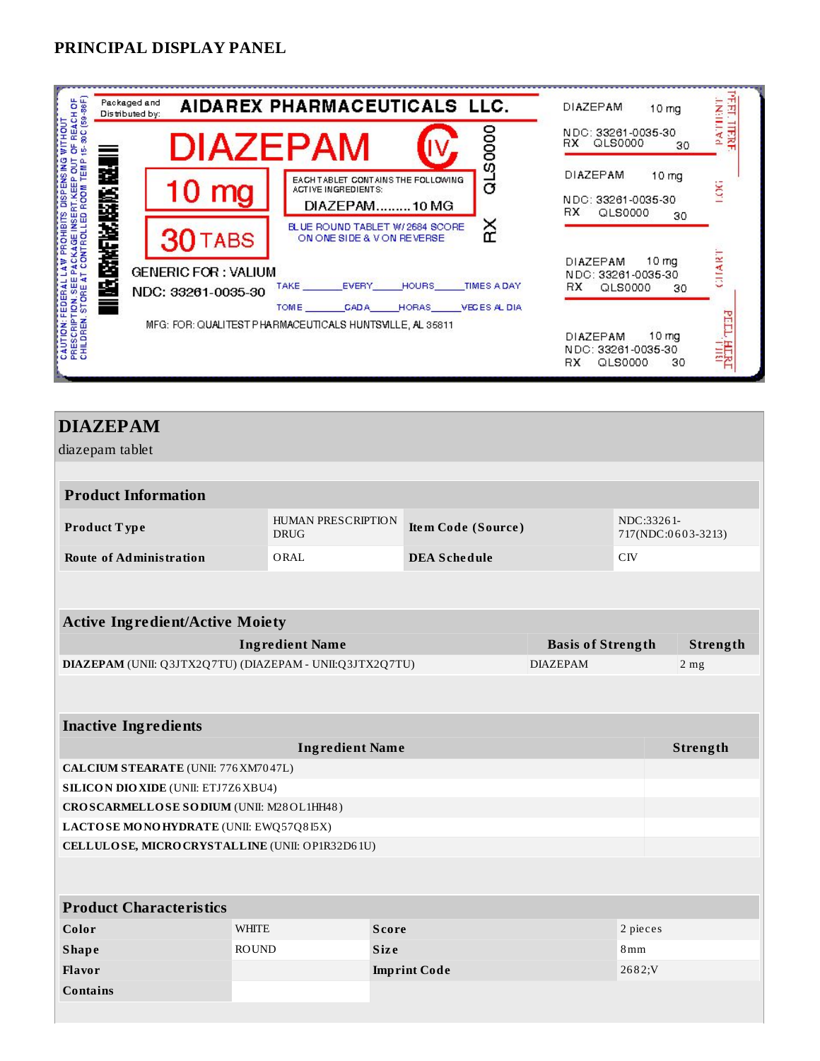## PRINCIPAL DISPLAY PANEL

CAUTION: FEDERAL LAW PROHIBITS DISPENSING WITHOUT PRESCRIPTION. SEE PACKAGE INSERT. KEEP OUT OF REACH OF CHILDREN. STORE AT CONTROLLED ROOM TEMP 15-30C (59-86F)

Packaged and Distributed by: **AIDAREX PHARMACEUTICALS LLC.**

**DIAZEPAM** CIV

**10 mg**

**30 TABS**

EACH TABLET CONTAINS THE FOLLOWING ACTIVE INGREDIENTS:
DIAZEPAM.........10 MG

BLUE ROUND TABLET W/ 2684 SCORE ON ONE SIDE & V ON REVERSE

QLS0000

RX

GENERIC FOR : VALIUM

NDC: 33261-0035-30

TAKE _______ EVERY _____ HOURS _____ TIMES A DAY

TOME _______ CADA _____ HORAS _____ VECES AL DIA

MFG: FOR: QUALITEST PHARMACEUTICALS HUNTSVILLE, AL 35811

DIAZEPAM 10 mg
NDC: 33261-0035-30
RX QLS0000 30

PATIENT

PEEL HERE

DIAZEPAM 10 mg
NDC: 33261-0035-30
RX QLS0000 30

LOG

DIAZEPAM 10 mg
NDC: 33261-0035-30
RX QLS0000 30

CHART

DIAZEPAM 10 mg
NDC: 33261-0035-30
RX QLS0000 30

PEEL HERE

## DIAZEPAM

diazepam tablet

| Product Information | | | |
|---|---|---|---|
| **Product Type** | HUMAN PRESCRIPTION DRUG | **Item Code (Source)** | NDC:33261-717(NDC:0603-3213) |
| **Route of Administration** | ORAL | **DEA Schedule** | CIV |

| Active Ingredient/Active Moiety | | |
|---|---|---|
| **Ingredient Name** | **Basis of Strength** | **Strength** |
| **DIAZEPAM** (UNII: Q3JTX2Q7TU) (DIAZEPAM - UNII:Q3JTX2Q7TU) | DIAZEPAM | 2 mg |

| Inactive Ingredients | |
|---|---|
| **Ingredient Name** | **Strength** |
| **CALCIUM STEARATE** (UNII: 776XM7047L) | |
| **SILICON DIOXIDE** (UNII: ETJ7Z6XBU4) | |
| **CROSCARMELLOSE SODIUM** (UNII: M28OL1HH48) | |
| **LACTOSE MONOHYDRATE** (UNII: EWQ57Q8I5X) | |
| **CELLULOSE, MICROCRYSTALLINE** (UNII: OP1R32D61U) | |

| Product Characteristics | | | |
|---|---|---|---|
| **Color** | WHITE | **Score** | 2 pieces |
| **Shape** | ROUND | **Size** | 8mm |
| **Flavor** | | **Imprint Code** | 2682;V |
| **Contains** | | | |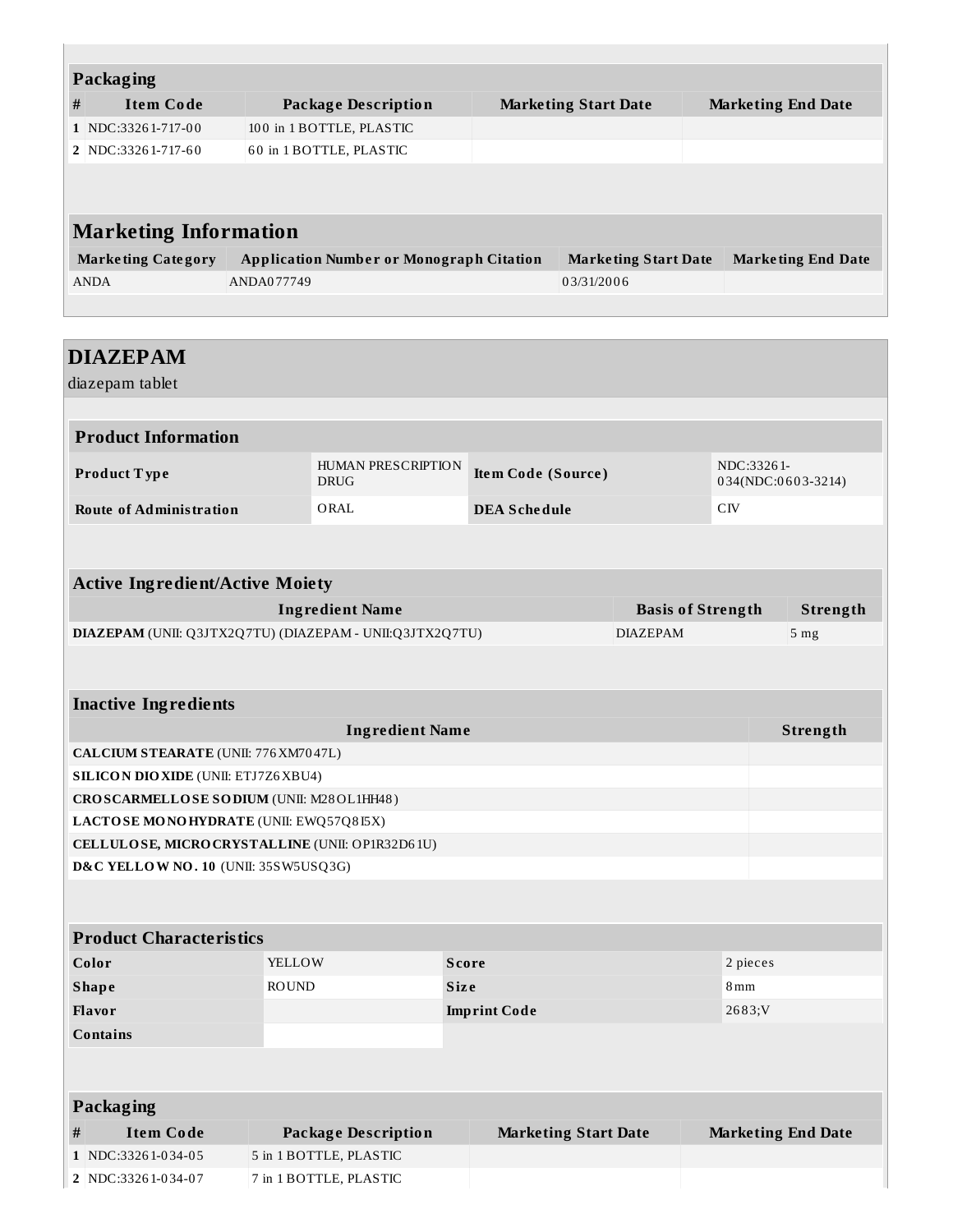### Packaging

| # | Item Code | Package Description | Marketing Start Date | Marketing End Date |
|---|---|---|---|---|
| 1 | NDC:33261-717-00 | 100 in 1 BOTTLE, PLASTIC | | |
| 2 | NDC:33261-717-60 | 60 in 1 BOTTLE, PLASTIC | | |

### Marketing Information

| Marketing Category | Application Number or Monograph Citation | Marketing Start Date | Marketing End Date |
|---|---|---|---|
| ANDA | ANDA077749 | 03/31/2006 | |

## DIAZEPAM

diazepam tablet

### Product Information

| | | | |
|---|---|---|---|
| **Product Type** | HUMAN PRESCRIPTION DRUG | **Item Code (Source)** | NDC:33261-034(NDC:0603-3214) |
| **Route of Administration** | ORAL | **DEA Schedule** | CIV |

### Active Ingredient/Active Moiety

| Ingredient Name | Basis of Strength | Strength |
|---|---|---|
| **DIAZEPAM** (UNII: Q3JTX2Q7TU) (DIAZEPAM - UNII:Q3JTX2Q7TU) | DIAZEPAM | 5 mg |

### Inactive Ingredients

| Ingredient Name | Strength |
|---|---|
| **CALCIUM STEARATE** (UNII: 776XM7047L) | |
| **SILICON DIOXIDE** (UNII: ETJ7Z6XBU4) | |
| **CROSCARMELLOSE SODIUM** (UNII: M28OL1HH48) | |
| **LACTOSE MONOHYDRATE** (UNII: EWQ57Q8I5X) | |
| **CELLULOSE, MICROCRYSTALLINE** (UNII: OP1R32D61U) | |
| **D&C YELLOW NO. 10** (UNII: 35SW5USQ3G) | |

### Product Characteristics

| | | | |
|---|---|---|---|
| **Color** | YELLOW | **Score** | 2 pieces |
| **Shape** | ROUND | **Size** | 8mm |
| **Flavor** | | **Imprint Code** | 2683;V |
| **Contains** | | | |

### Packaging

| # | Item Code | Package Description | Marketing Start Date | Marketing End Date |
|---|---|---|---|---|
| 1 | NDC:33261-034-05 | 5 in 1 BOTTLE, PLASTIC | | |
| 2 | NDC:33261-034-07 | 7 in 1 BOTTLE, PLASTIC | | |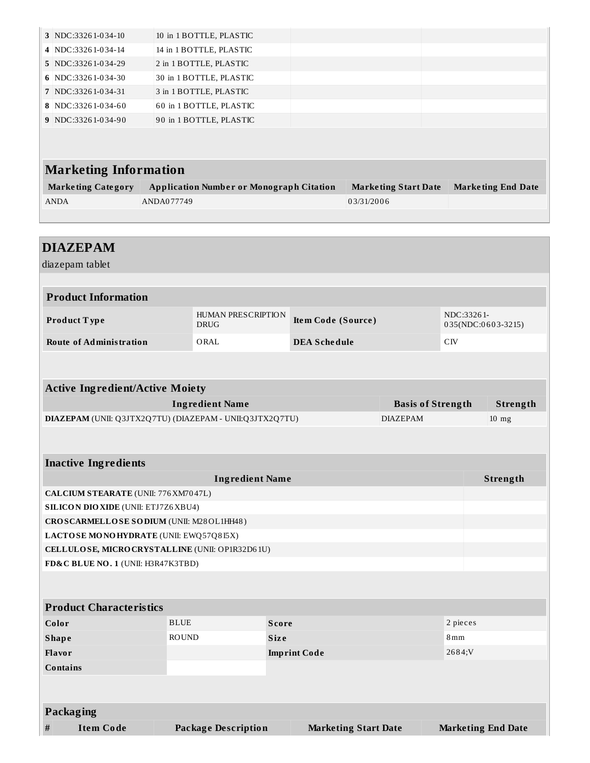| # | Item Code | Package Description | Marketing Start Date | Marketing End Date |
|---|---|---|---|---|
| 3 | NDC:33261-034-10 | 10 in 1 BOTTLE, PLASTIC | | |
| 4 | NDC:33261-034-14 | 14 in 1 BOTTLE, PLASTIC | | |
| 5 | NDC:33261-034-29 | 2 in 1 BOTTLE, PLASTIC | | |
| 6 | NDC:33261-034-30 | 30 in 1 BOTTLE, PLASTIC | | |
| 7 | NDC:33261-034-31 | 3 in 1 BOTTLE, PLASTIC | | |
| 8 | NDC:33261-034-60 | 60 in 1 BOTTLE, PLASTIC | | |
| 9 | NDC:33261-034-90 | 90 in 1 BOTTLE, PLASTIC | | |

## Marketing Information

| Marketing Category | Application Number or Monograph Citation | Marketing Start Date | Marketing End Date |
|---|---|---|---|
| ANDA | ANDA077749 | 03/31/2006 | |

# DIAZEPAM

diazepam tablet

## Product Information

| | | | |
|---|---|---|---|
| **Product Type** | HUMAN PRESCRIPTION DRUG | **Item Code (Source)** | NDC:33261-035(NDC:0603-3215) |
| **Route of Administration** | ORAL | **DEA Schedule** | CIV |

## Active Ingredient/Active Moiety

| Ingredient Name | Basis of Strength | Strength |
|---|---|---|
| **DIAZEPAM** (UNII: Q3JTX2Q7TU) (DIAZEPAM - UNII:Q3JTX2Q7TU) | DIAZEPAM | 10 mg |

## Inactive Ingredients

| Ingredient Name | Strength |
|---|---|
| **CALCIUM STEARATE** (UNII: 776XM7047L) | |
| **SILICON DIOXIDE** (UNII: ETJ7Z6XBU4) | |
| **CROSCARMELLOSE SODIUM** (UNII: M28OL1HH48) | |
| **LACTOSE MONOHYDRATE** (UNII: EWQ57Q8I5X) | |
| **CELLULOSE, MICROCRYSTALLINE** (UNII: OP1R32D61U) | |
| **FD&C BLUE NO. 1** (UNII: H3R47K3TBD) | |

## Product Characteristics

| | | | |
|---|---|---|---|
| **Color** | BLUE | **Score** | 2 pieces |
| **Shape** | ROUND | **Size** | 8mm |
| **Flavor** | | **Imprint Code** | 2684;V |
| **Contains** | | | |

## Packaging

| # | Item Code | Package Description | Marketing Start Date | Marketing End Date |
|---|---|---|---|---|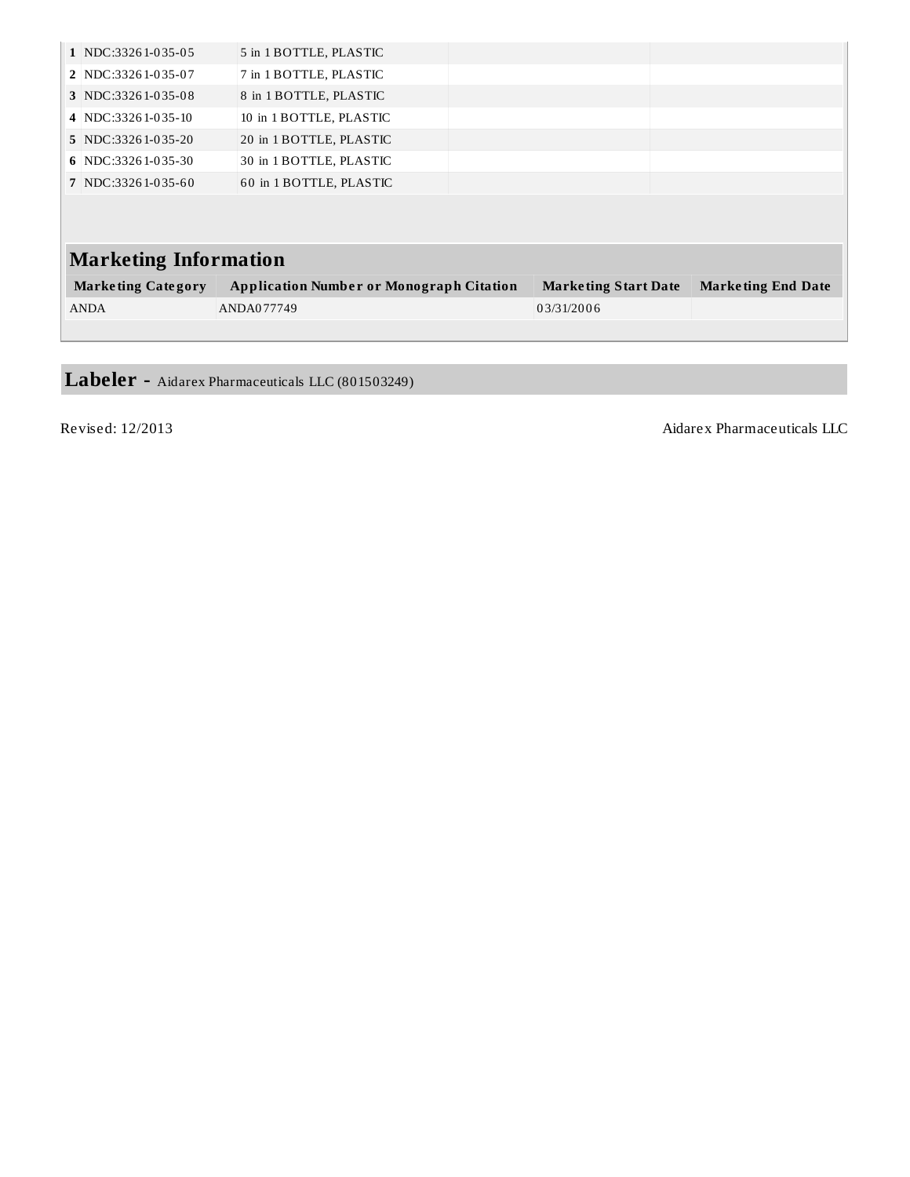| | | | | |
|---|---|---|---|---|
| 1 | NDC:33261-035-05 | 5 in 1 BOTTLE, PLASTIC | | |
| 2 | NDC:33261-035-07 | 7 in 1 BOTTLE, PLASTIC | | |
| 3 | NDC:33261-035-08 | 8 in 1 BOTTLE, PLASTIC | | |
| 4 | NDC:33261-035-10 | 10 in 1 BOTTLE, PLASTIC | | |
| 5 | NDC:33261-035-20 | 20 in 1 BOTTLE, PLASTIC | | |
| 6 | NDC:33261-035-30 | 30 in 1 BOTTLE, PLASTIC | | |
| 7 | NDC:33261-035-60 | 60 in 1 BOTTLE, PLASTIC | | |

## Marketing Information

| Marketing Category | Application Number or Monograph Citation | Marketing Start Date | Marketing End Date |
|---|---|---|---|
| ANDA | ANDA077749 | 03/31/2006 | |

## Labeler - Aidarex Pharmaceuticals LLC (801503249)

Revised: 12/2013

Aidarex Pharmaceuticals LLC